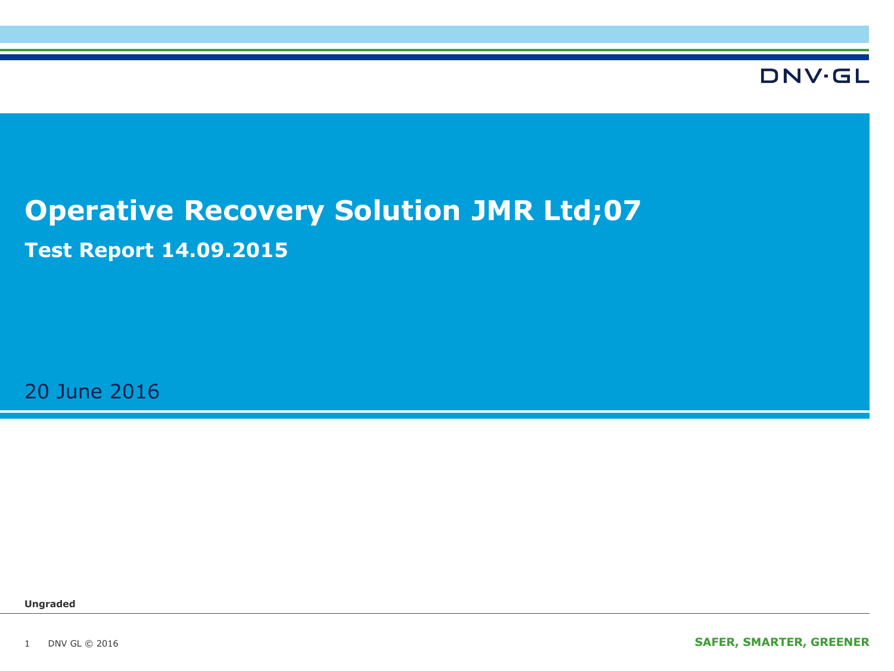# Operative Recovery Solution JMR Ltd;07

## Test Report 14.09.2015

20 June 2016

**Ungraded**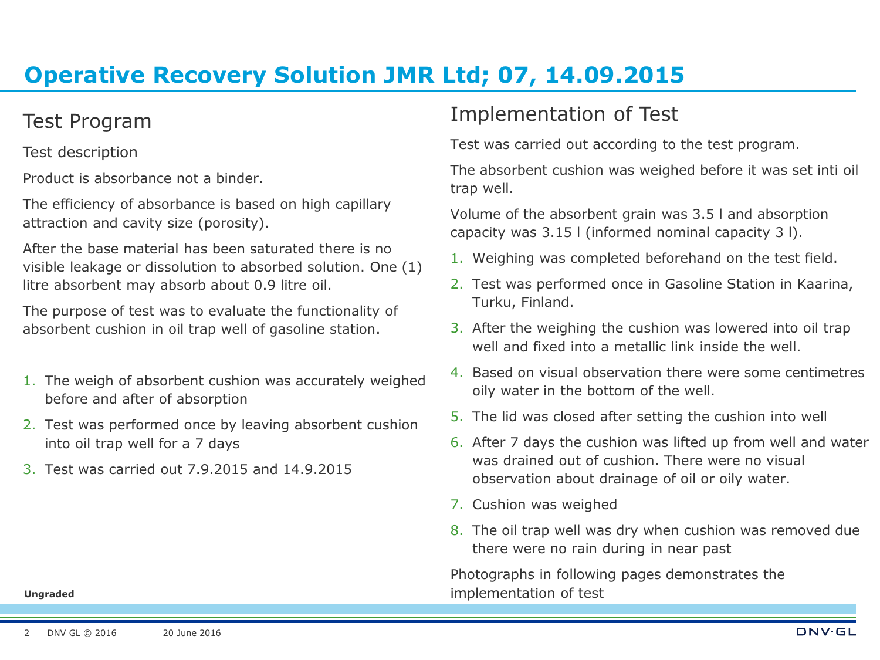# Operative Recovery Solution JMR Ltd; 07, 14.09.2015

## Test Program

Test description

Product is absorbance not a binder.

The efficiency of absorbance is based on high capillary attraction and cavity size (porosity).

After the base material has been saturated there is no visible leakage or dissolution to absorbed solution. One (1) litre absorbent may absorb about 0.9 litre oil.

The purpose of test was to evaluate the functionality of absorbent cushion in oil trap well of gasoline station.

1. The weigh of absorbent cushion was accurately weighed before and after of absorption
2. Test was performed once by leaving absorbent cushion into oil trap well for a 7 days
3. Test was carried out 7.9.2015 and 14.9.2015

Ungraded

## Implementation of Test

Test was carried out according to the test program.

The absorbent cushion was weighed before it was set inti oil trap well.

Volume of the absorbent grain was 3.5 l and absorption capacity was 3.15 l (informed nominal capacity 3 l).

1. Weighing was completed beforehand on the test field.
2. Test was performed once in Gasoline Station in Kaarina, Turku, Finland.
3. After the weighing the cushion was lowered into oil trap well and fixed into a metallic link inside the well.
4. Based on visual observation there were some centimetres oily water in the bottom of the well.
5. The lid was closed after setting the cushion into well
6. After 7 days the cushion was lifted up from well and water was drained out of cushion. There were no visual observation about drainage of oil or oily water.
7. Cushion was weighed
8. The oil trap well was dry when cushion was removed due there were no rain during in near past

Photographs in following pages demonstrates the implementation of test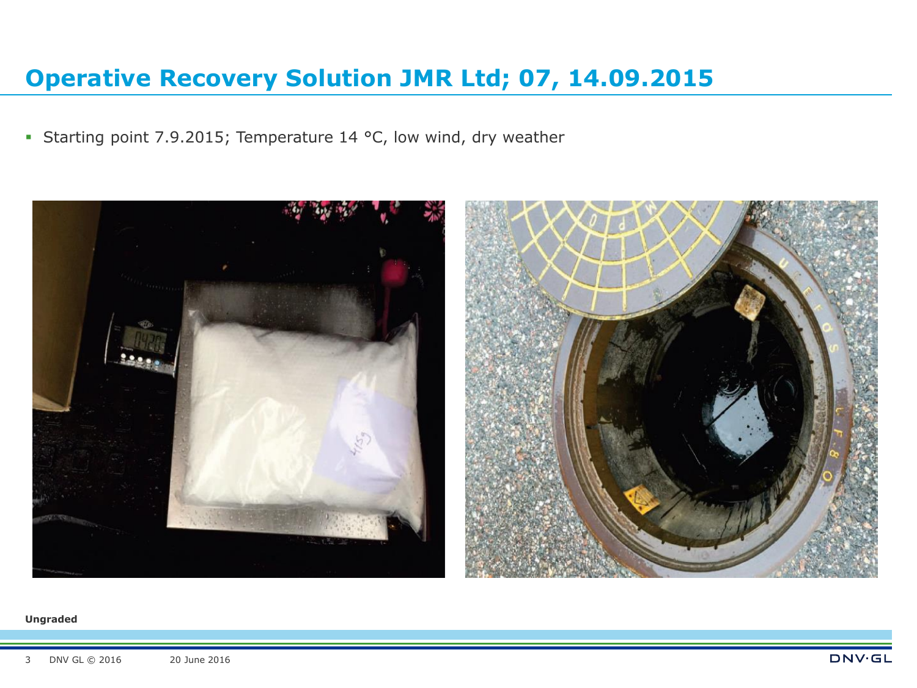# Operative Recovery Solution JMR Ltd; 07, 14.09.2015

- Starting point 7.9.2015; Temperature 14 °C, low wind, dry weather

**Ungraded**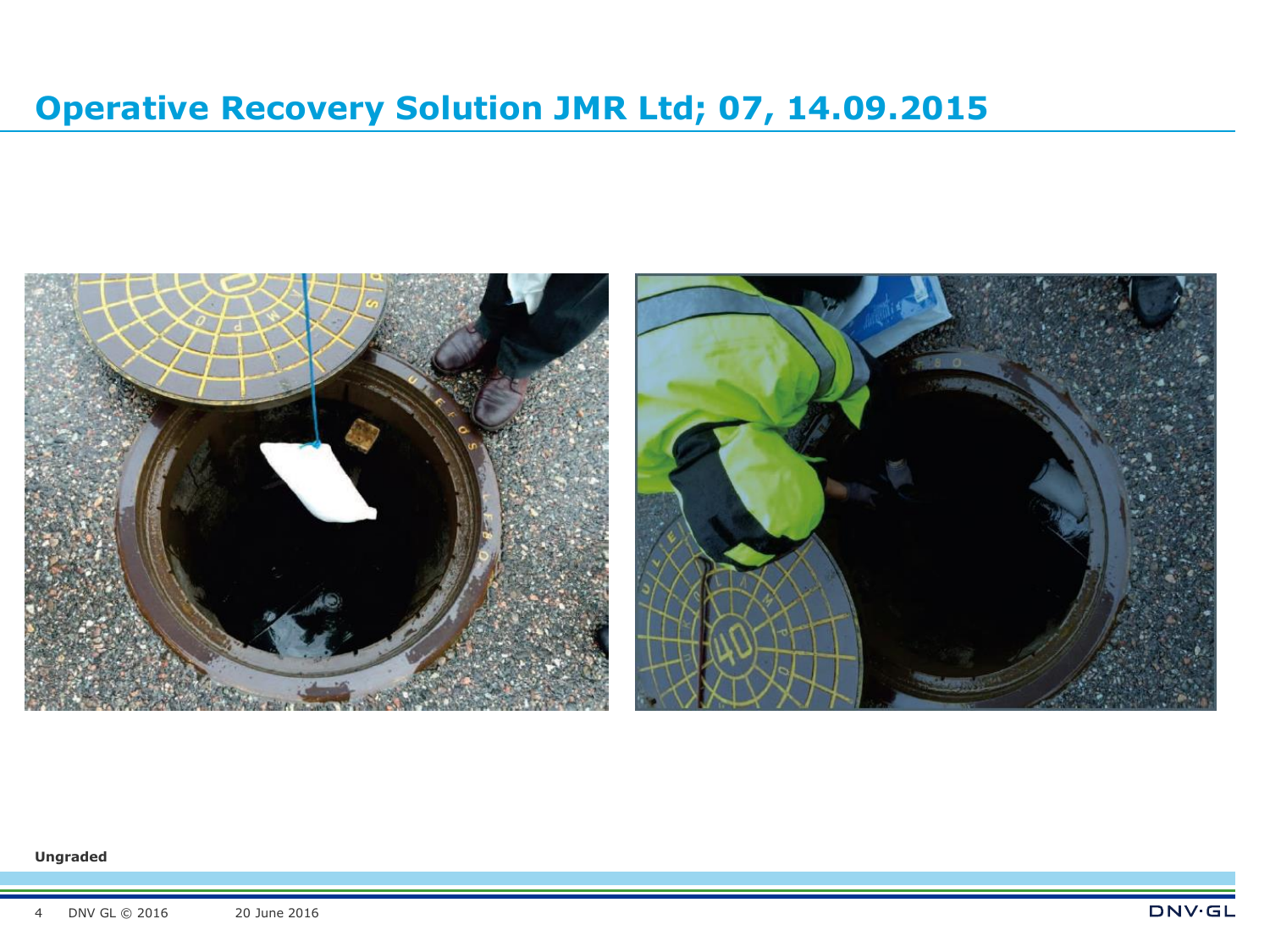# Operative Recovery Solution JMR Ltd; 07, 14.09.2015

**Ungraded**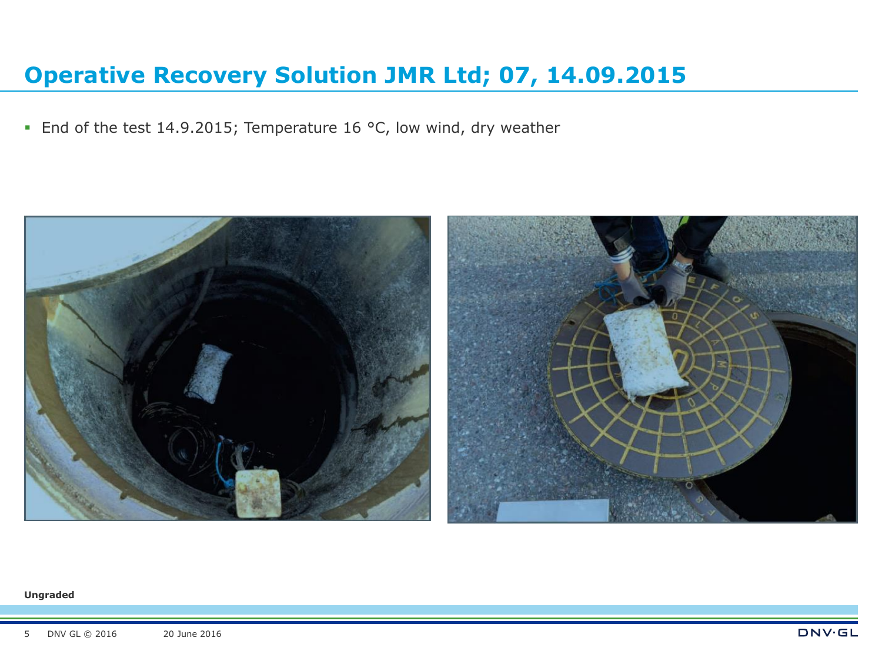# Operative Recovery Solution JMR Ltd; 07, 14.09.2015

- End of the test 14.9.2015; Temperature 16 °C, low wind, dry weather

**Ungraded**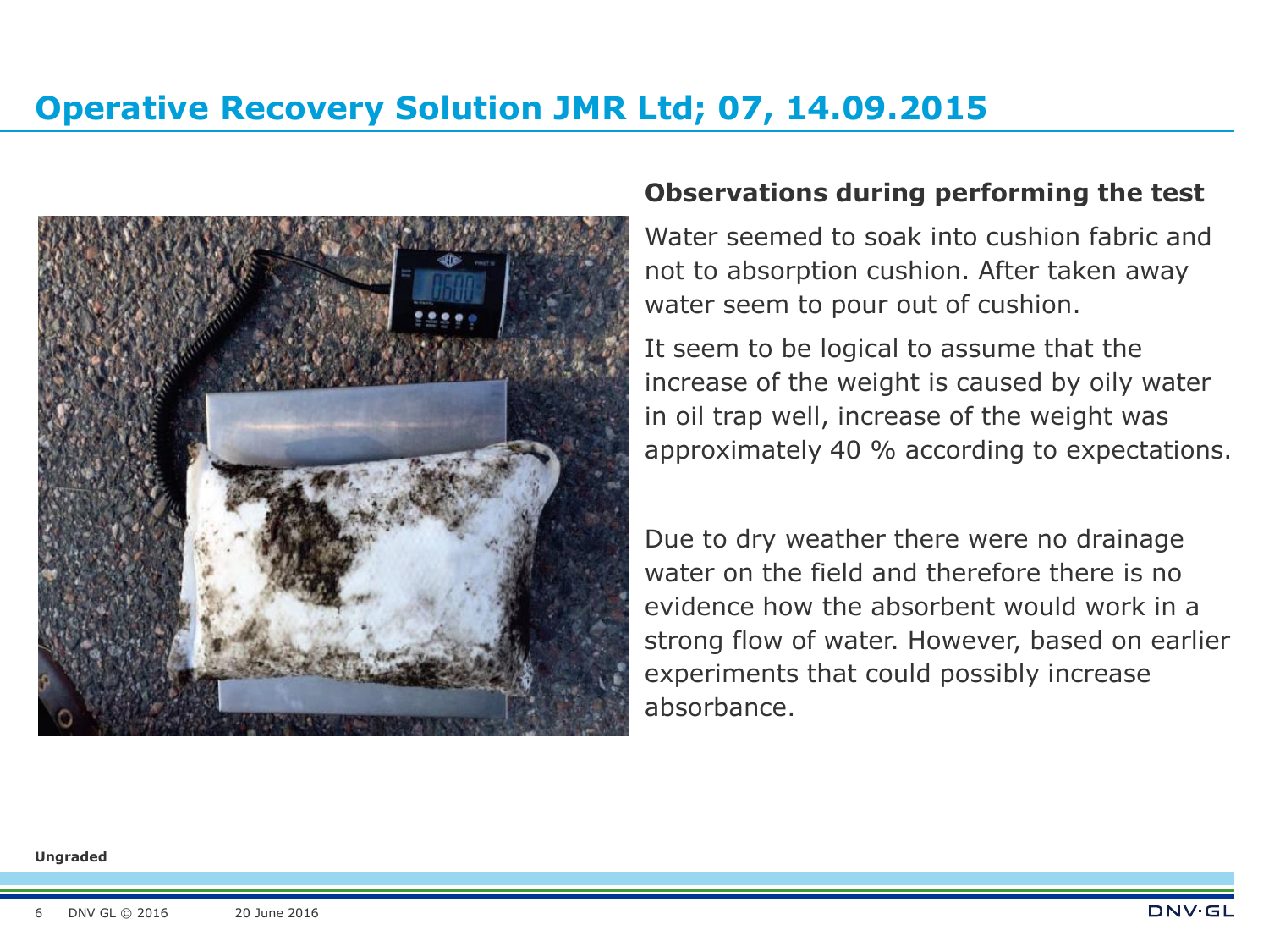# Operative Recovery Solution JMR Ltd; 07, 14.09.2015

## Observations during performing the test

Water seemed to soak into cushion fabric and not to absorption cushion. After taken away water seem to pour out of cushion.

It seem to be logical to assume that the increase of the weight is caused by oily water in oil trap well, increase of the weight was approximately 40 % according to expectations.

Due to dry weather there were no drainage water on the field and therefore there is no evidence how the absorbent would work in a strong flow of water. However, based on earlier experiments that could possibly increase absorbance.

Ungraded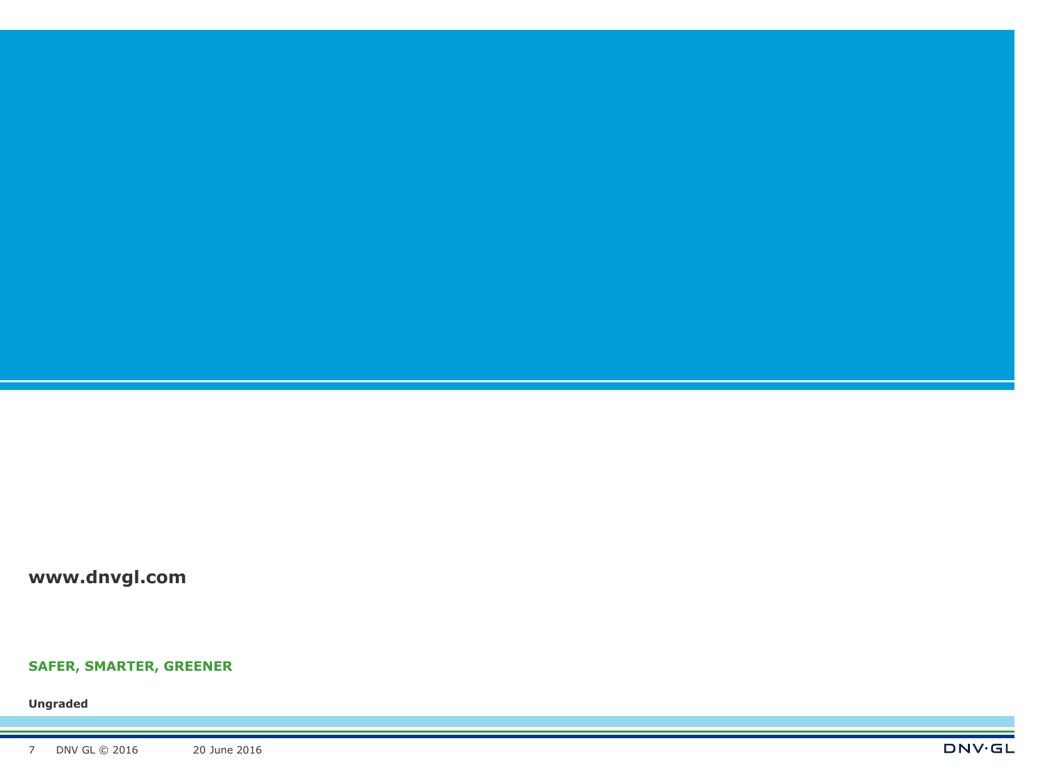**www.dnvgl.com**

**SAFER, SMARTER, GREENER**

**Ungraded**